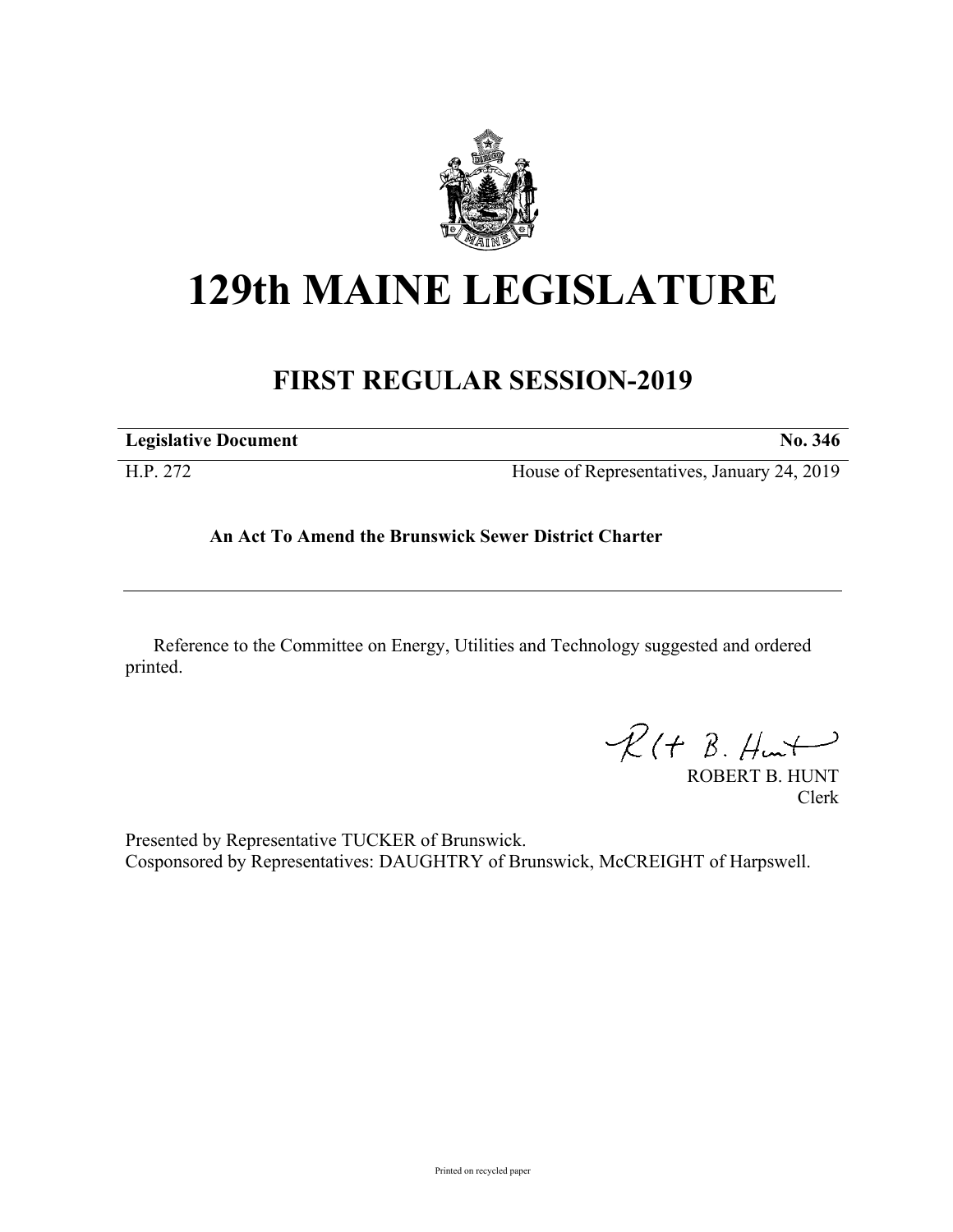# 129th MAINE LEGISLATURE

## FIRST REGULAR SESSION-2019

| **Legislative Document** | **No. 346** |
|---|---|
| H.P. 272 | House of Representatives, January 24, 2019 |

**An Act To Amend the Brunswick Sewer District Charter**

---

Reference to the Committee on Energy, Utilities and Technology suggested and ordered printed.

ROBERT B. HUNT
Clerk

Presented by Representative TUCKER of Brunswick.
Cosponsored by Representatives: DAUGHTRY of Brunswick, McCREIGHT of Harpswell.

Printed on recycled paper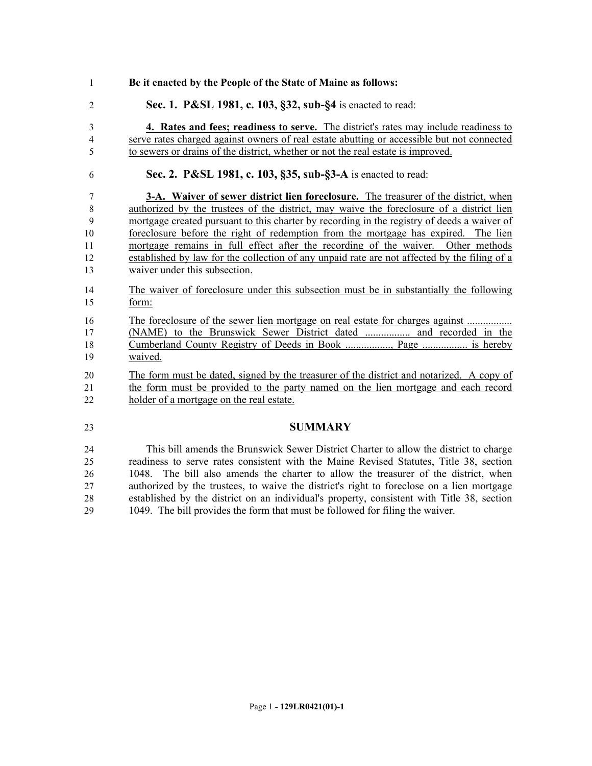**Be it enacted by the People of the State of Maine as follows:**

**Sec. 1. P&SL 1981, c. 103, §32, sub-§4** is enacted to read:

**4. Rates and fees; readiness to serve.** The district's rates may include readiness to serve rates charged against owners of real estate abutting or accessible but not connected to sewers or drains of the district, whether or not the real estate is improved.

**Sec. 2. P&SL 1981, c. 103, §35, sub-§3-A** is enacted to read:

**3-A. Waiver of sewer district lien foreclosure.** The treasurer of the district, when authorized by the trustees of the district, may waive the foreclosure of a district lien mortgage created pursuant to this charter by recording in the registry of deeds a waiver of foreclosure before the right of redemption from the mortgage has expired. The lien mortgage remains in full effect after the recording of the waiver. Other methods established by law for the collection of any unpaid rate are not affected by the filing of a waiver under this subsection.

The waiver of foreclosure under this subsection must be in substantially the following form:

The foreclosure of the sewer lien mortgage on real estate for charges against ................. (NAME) to the Brunswick Sewer District dated ................. and recorded in the Cumberland County Registry of Deeds in Book ................., Page ................. is hereby waived.

The form must be dated, signed by the treasurer of the district and notarized. A copy of the form must be provided to the party named on the lien mortgage and each record holder of a mortgage on the real estate.

## SUMMARY

This bill amends the Brunswick Sewer District Charter to allow the district to charge readiness to serve rates consistent with the Maine Revised Statutes, Title 38, section 1048. The bill also amends the charter to allow the treasurer of the district, when authorized by the trustees, to waive the district's right to foreclose on a lien mortgage established by the district on an individual's property, consistent with Title 38, section 1049. The bill provides the form that must be followed for filing the waiver.